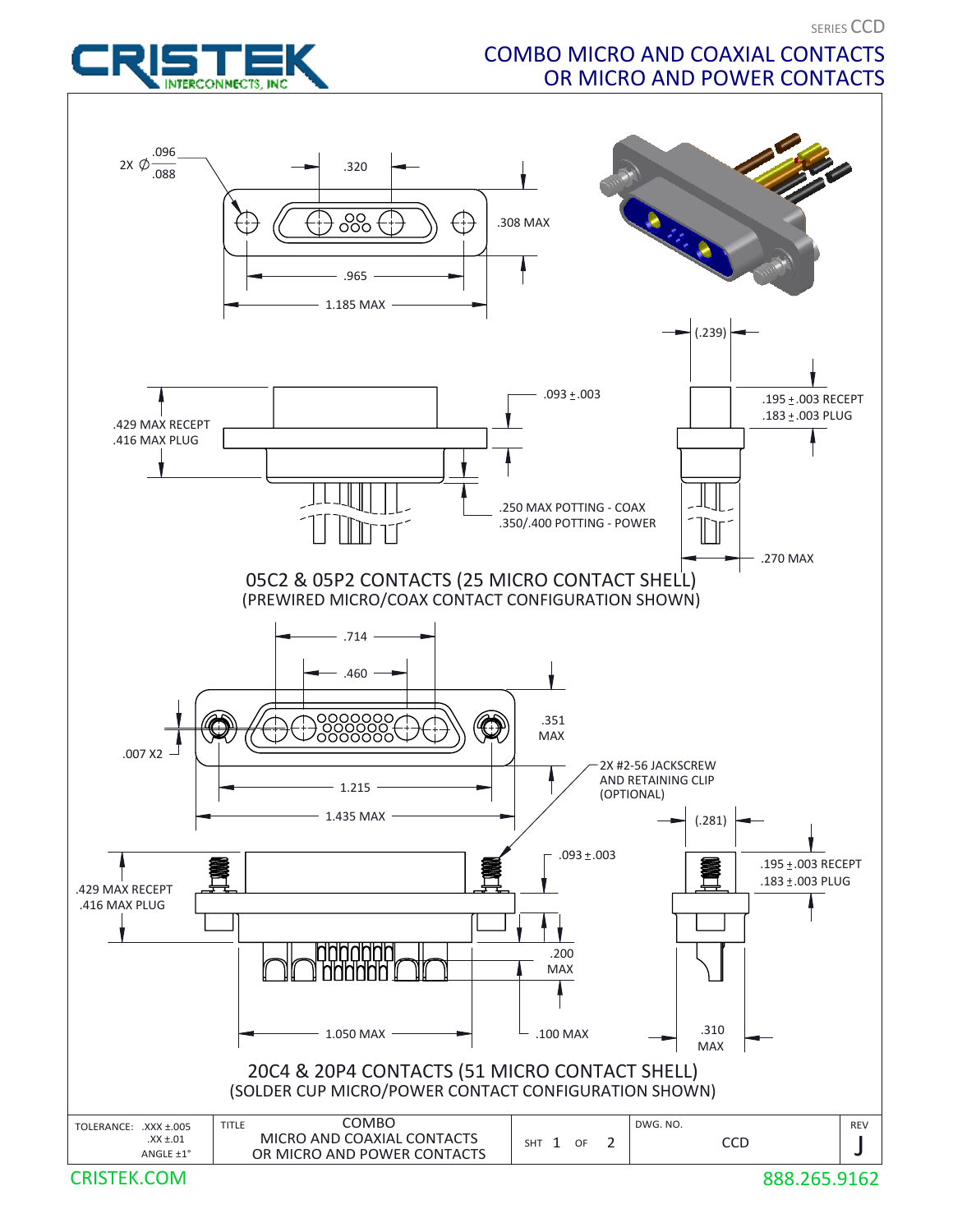SERIES CCD

# COMBO MICRO AND COAXIAL CONTACTS OR MICRO AND POWER CONTACTS

CRISTEK INTERCONNECTS, INC

2X ∅ .096/.088

.320

.308 MAX

.965

1.185 MAX

(.239)

.093 ± .003

.195 ± .003 RECEPT
.183 ± .003 PLUG

.429 MAX RECEPT
.416 MAX PLUG

.250 MAX POTTING - COAX
.350/.400 POTTING - POWER

.270 MAX

## 05C2 & 05P2 CONTACTS (25 MICRO CONTACT SHELL)

(PREWIRED MICRO/COAX CONTACT CONFIGURATION SHOWN)

.714

.460

.351 MAX

.007 X2

2X #2-56 JACKSCREW AND RETAINING CLIP (OPTIONAL)

1.215

1.435 MAX

(.281)

.093 ± .003

.195 ± .003 RECEPT
.183 ± .003 PLUG

.429 MAX RECEPT
.416 MAX PLUG

.200 MAX

1.050 MAX

.100 MAX

.310 MAX

## 20C4 & 20P4 CONTACTS (51 MICRO CONTACT SHELL)

(SOLDER CUP MICRO/POWER CONTACT CONFIGURATION SHOWN)

| TOLERANCE: .XXX ±.005 .XX ±.01 ANGLE ±1° | TITLE: COMBO MICRO AND COAXIAL CONTACTS OR MICRO AND POWER CONTACTS | SHT 1 OF 2 | DWG. NO. CCD | REV J |
|---|---|---|---|---|

CRISTEK.COM

888.265.9162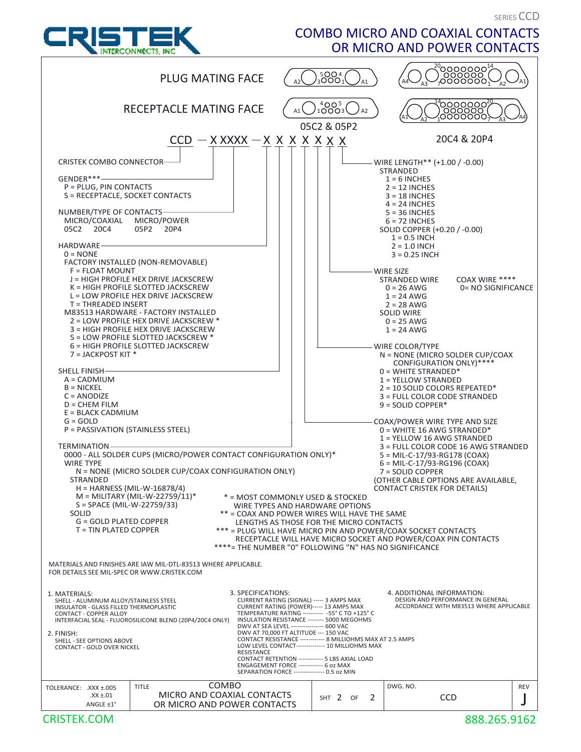SERIES CCD

# CRISTEK INTERCONNECTS, INC

## COMBO MICRO AND COAXIAL CONTACTS OR MICRO AND POWER CONTACTS

PLUG MATING FACE

RECEPTACLE MATING FACE

05C2 & 05P2

20C4 & 20P4

**CCD — X XXXX — X X X X X X X**

CRISTEK COMBO CONNECTOR

GENDER***
- P = PLUG, PIN CONTACTS
- S = RECEPTACLE, SOCKET CONTACTS

NUMBER/TYPE OF CONTACTS

| MICRO/COAXIAL | | MICRO/POWER | |
|---|---|---|---|
| 05C2 | 20C4 | 05P2 | 20P4 |

HARDWARE
- 0 = NONE
- FACTORY INSTALLED (NON-REMOVABLE)
  - F = FLOAT MOUNT
  - J = HIGH PROFILE HEX DRIVE JACKSCREW
  - K = HIGH PROFILE SLOTTED JACKSCREW
  - L = LOW PROFILE HEX DRIVE JACKSCREW
  - T = THREADED INSERT
- M83513 HARDWARE - FACTORY INSTALLED
  - 2 = LOW PROFILE HEX DRIVE JACKSCREW *
  - 3 = HIGH PROFILE HEX DRIVE JACKSCREW
  - 5 = LOW PROFILE SLOTTED JACKSCREW *
  - 6 = HIGH PROFILE SLOTTED JACKSCREW
  - 7 = JACKPOST KIT *

SHELL FINISH
- A = CADMIUM
- B = NICKEL
- C = ANODIZE
- D = CHEM FILM
- E = BLACK CADMIUM
- G = GOLD
- P = PASSIVATION (STAINLESS STEEL)

TERMINATION
- 0000 - ALL SOLDER CUPS (MICRO/POWER CONTACT CONFIGURATION ONLY)*
- WIRE TYPE
  - N = NONE (MICRO SOLDER CUP/COAX CONFIGURATION ONLY)
  - STRANDED
    - H = HARNESS (MIL-W-16878/4)
    - M = MILITARY (MIL-W-22759/11)*
    - S = SPACE (MIL-W-22759/33)
  - SOLID
    - G = GOLD PLATED COPPER
    - T = TIN PLATED COPPER

WIRE LENGTH** (+1.00 / -0.00)
- STRANDED
  - 1 = 6 INCHES
  - 2 = 12 INCHES
  - 3 = 18 INCHES
  - 4 = 24 INCHES
  - 5 = 36 INCHES
  - 6 = 72 INCHES
- SOLID COPPER (+0.20 / -0.00)
  - 1 = 0.5 INCH
  - 2 = 1.0 INCH
  - 3 = 0.25 INCH

WIRE SIZE
- STRANDED WIRE
  - 0 = 26 AWG
  - 1 = 24 AWG
  - 2 = 28 AWG
- SOLID WIRE
  - 0 = 25 AWG
  - 1 = 24 AWG
- COAX WIRE ****
  - 0= NO SIGNIFICANCE

WIRE COLOR/TYPE
- N = NONE (MICRO SOLDER CUP/COAX CONFIGURATION ONLY)****
- 0 = WHITE STRANDED*
- 1 = YELLOW STRANDED
- 2 = 10 SOLID COLORS REPEATED*
- 3 = FULL COLOR CODE STRANDED
- 9 = SOLID COPPER*

COAX/POWER WIRE TYPE AND SIZE
- 0 = WHITE 16 AWG STRANDED*
- 1 = YELLOW 16 AWG STRANDED
- 3 = FULL COLOR CODE 16 AWG STRANDED
- 5 = MIL-C-17/93-RG178 (COAX)
- 6 = MIL-C-17/93-RG196 (COAX)
- 7 = SOLID COPPER

(OTHER CABLE OPTIONS ARE AVAILABLE, CONTACT CRISTEK FOR DETAILS)

\* = MOST COMMONLY USED & STOCKED WIRE TYPES AND HARDWARE OPTIONS
\*\* = COAX AND POWER WIRES WILL HAVE THE SAME LENGTHS AS THOSE FOR THE MICRO CONTACTS
\*\*\* = PLUG WILL HAVE MICRO PIN AND POWER/COAX SOCKET CONTACTS RECEPTACLE WILL HAVE MICRO SOCKET AND POWER/COAX PIN CONTACTS
\*\*\*\*= THE NUMBER "0" FOLLOWING "N" HAS NO SIGNIFICANCE

MATERIALS AND FINISHES ARE IAW MIL-DTL-83513 WHERE APPLICABLE.
FOR DETAILS SEE MIL-SPEC OR WWW.CRISTEK.COM

1. MATERIALS:
   - SHELL - ALUMINUM ALLOY/STAINLESS STEEL
   - INSULATOR - GLASS FILLED THERMOPLASTIC
   - CONTACT - COPPER ALLOY
   - INTERFACIAL SEAL - FLUOROSILICONE BLEND (20P4/20C4 ONLY)
2. FINISH:
   - SHELL - SEE OPTIONS ABOVE
   - CONTACT - GOLD OVER NICKEL
3. SPECIFICATIONS:
   - CURRENT RATING (SIGNAL) ----- 3 AMPS MAX
   - CURRENT RATING (POWER)----- 13 AMPS MAX
   - TEMPERATURE RATING ---------- -55° C TO +125° C
   - INSULATION RESISTANCE -------- 5000 MEGOHMS
   - DWV AT SEA LEVEL ---------------- 600 VAC
   - DWV AT 70,000 FT ALTITUDE --- 150 VAC
   - CONTACT RESISTANCE ------------ 8 MILLIOHMS MAX AT 2.5 AMPS
   - LOW LEVEL CONTACT RESISTANCE-------------- 10 MILLIOHMS MAX
   - CONTACT RETENTION ------------ 5 LBS AXIAL LOAD
   - ENGAGEMENT FORCE ------------ 6 oz MAX
   - SEPARATION FORCE --------------- 0.5 oz MIN
4. ADDITIONAL INFORMATION:
   - DESIGN AND PERFORMANCE IN GENERAL ACCORDANCE WITH M83513 WHERE APPLICABLE

| TOLERANCE: .XXX ±.005 .XX ±.01 ANGLE ±1° | TITLE: COMBO MICRO AND COAXIAL CONTACTS OR MICRO AND POWER CONTACTS | SHT 2 OF 2 | DWG. NO. CCD | REV J |
|---|---|---|---|---|

CRISTEK.COM 888.265.9162